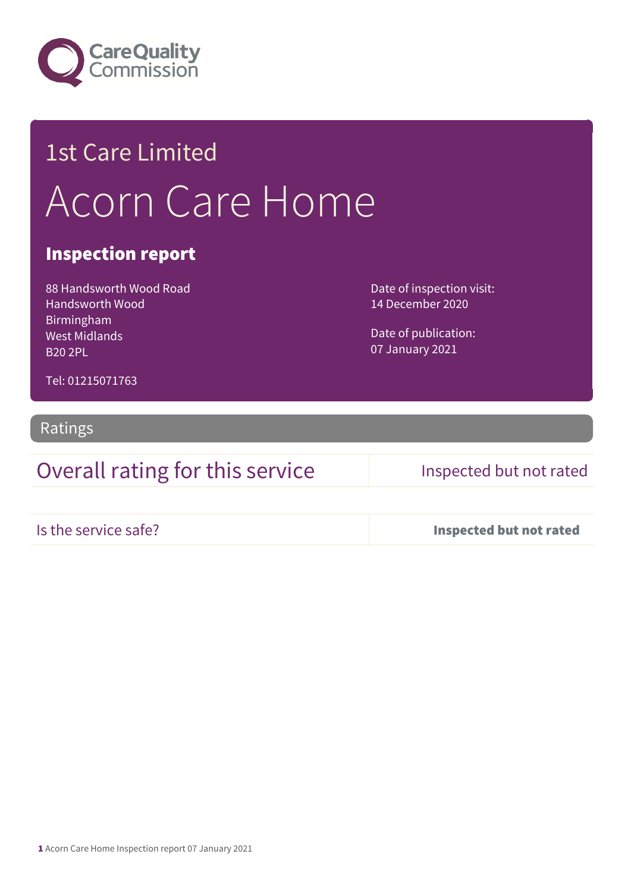Care Quality Commission

# 1st Care Limited

# Acorn Care Home

## Inspection report

88 Handsworth Wood Road
Handsworth Wood
Birmingham
West Midlands
B20 2PL

Tel: 01215071763

Date of inspection visit:
14 December 2020

Date of publication:
07 January 2021

## Ratings

| Overall rating for this service | Inspected but not rated |
| --- | --- |
| Is the service safe? | **Inspected but not rated** |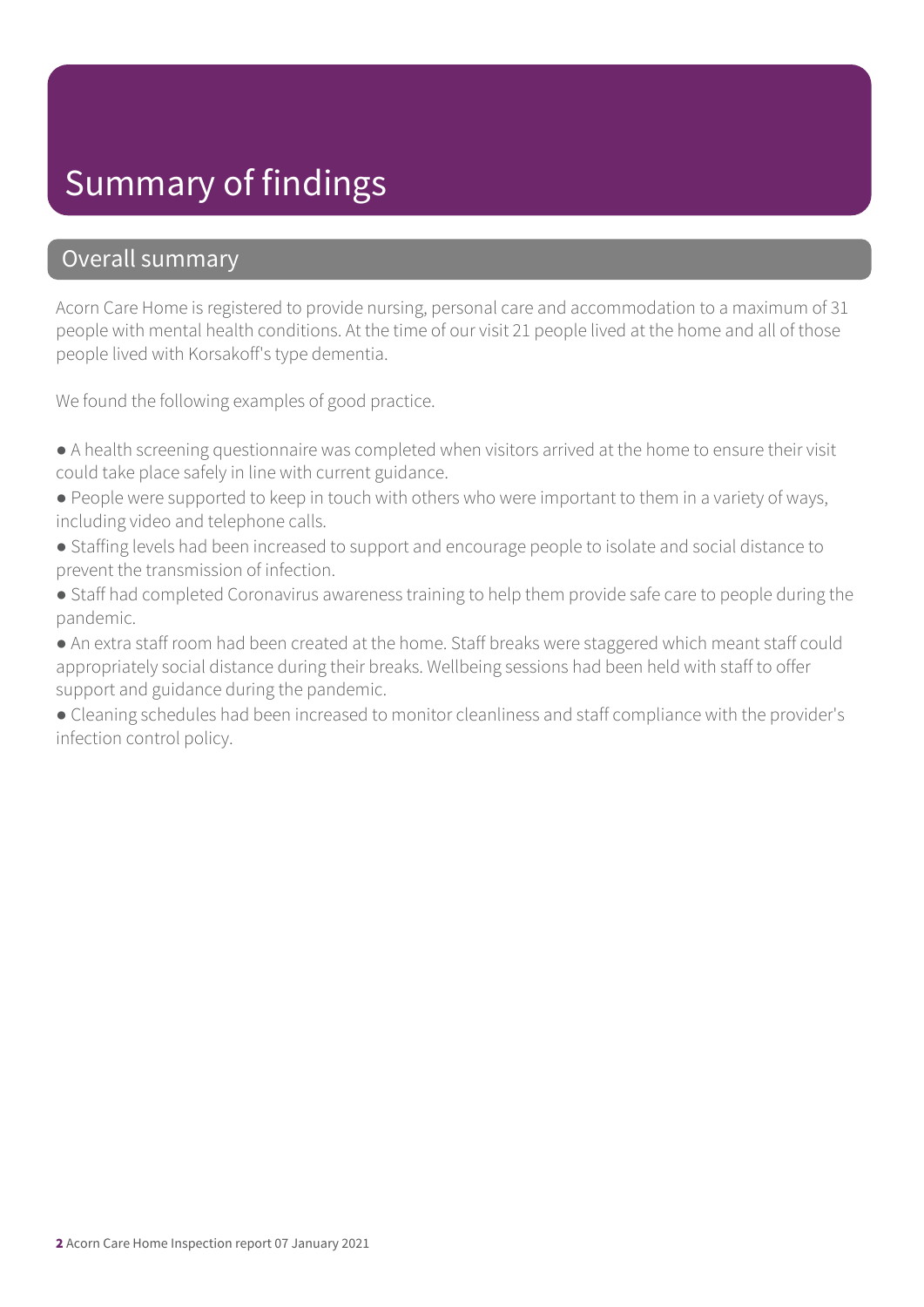# Summary of findings

## Overall summary

Acorn Care Home is registered to provide nursing, personal care and accommodation to a maximum of 31 people with mental health conditions. At the time of our visit 21 people lived at the home and all of those people lived with Korsakoff's type dementia.

We found the following examples of good practice.

- A health screening questionnaire was completed when visitors arrived at the home to ensure their visit could take place safely in line with current guidance.
- People were supported to keep in touch with others who were important to them in a variety of ways, including video and telephone calls.
- Staffing levels had been increased to support and encourage people to isolate and social distance to prevent the transmission of infection.
- Staff had completed Coronavirus awareness training to help them provide safe care to people during the pandemic.
- An extra staff room had been created at the home. Staff breaks were staggered which meant staff could appropriately social distance during their breaks. Wellbeing sessions had been held with staff to offer support and guidance during the pandemic.
- Cleaning schedules had been increased to monitor cleanliness and staff compliance with the provider's infection control policy.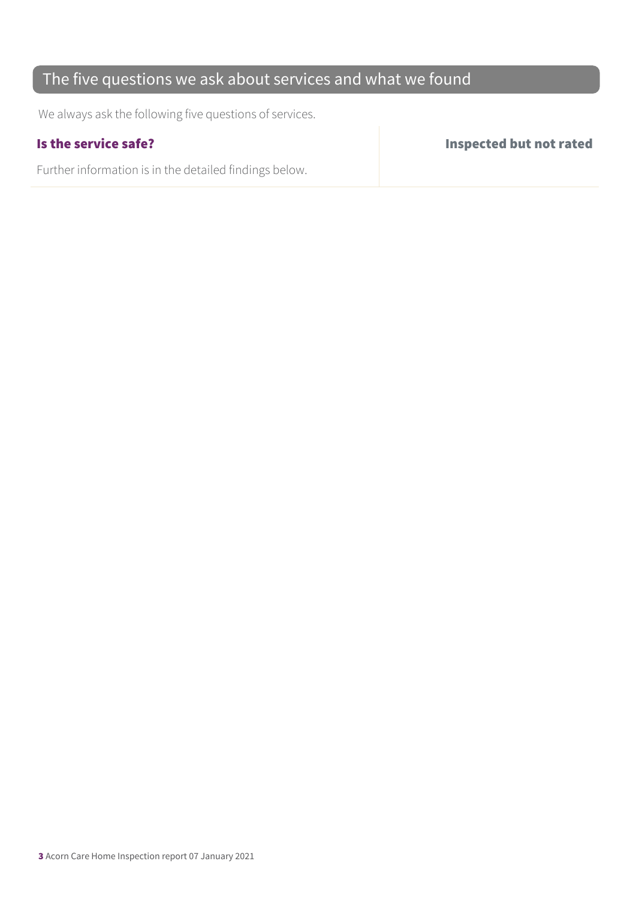## The five questions we ask about services and what we found

We always ask the following five questions of services.

| **Is the service safe?** | **Inspected but not rated** |
| --- | --- |
| Further information is in the detailed findings below. | |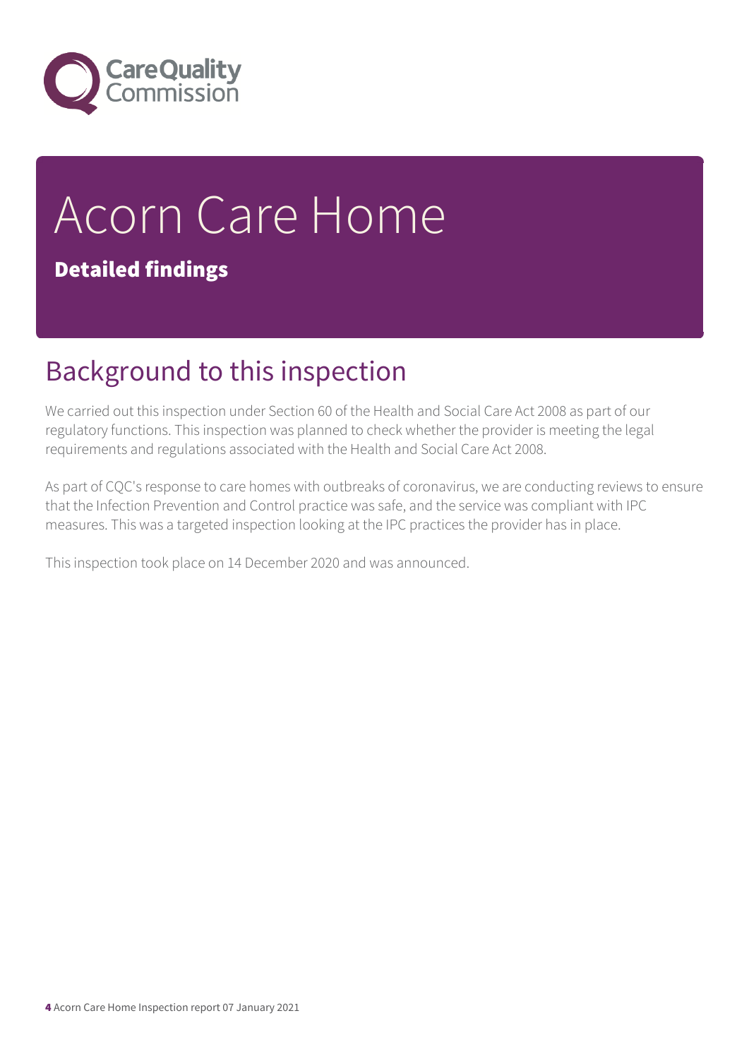# Acorn Care Home

**Detailed findings**

## Background to this inspection

We carried out this inspection under Section 60 of the Health and Social Care Act 2008 as part of our regulatory functions. This inspection was planned to check whether the provider is meeting the legal requirements and regulations associated with the Health and Social Care Act 2008.

As part of CQC's response to care homes with outbreaks of coronavirus, we are conducting reviews to ensure that the Infection Prevention and Control practice was safe, and the service was compliant with IPC measures. This was a targeted inspection looking at the IPC practices the provider has in place.

This inspection took place on 14 December 2020 and was announced.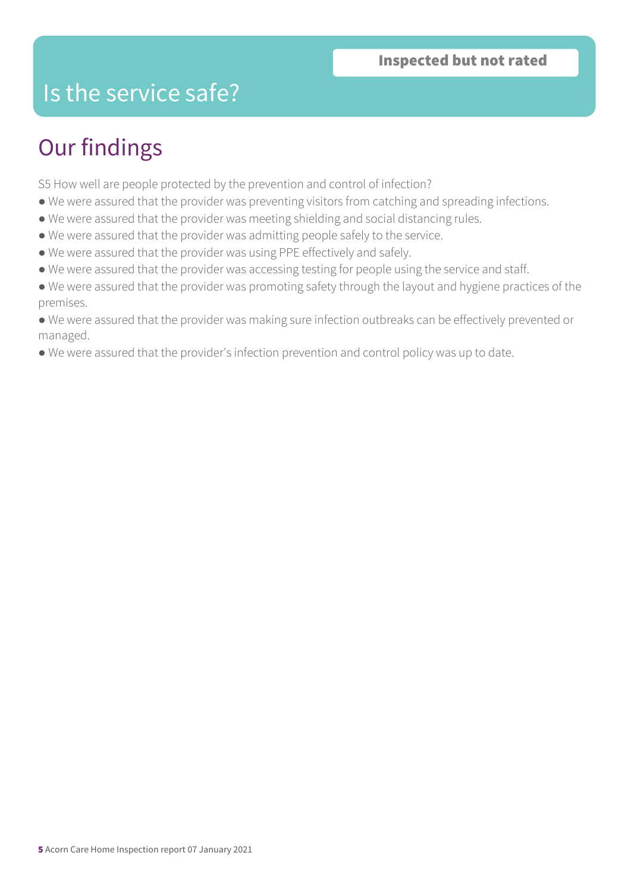# Is the service safe?

**Inspected but not rated**

## Our findings

S5 How well are people protected by the prevention and control of infection?

- We were assured that the provider was preventing visitors from catching and spreading infections.
- We were assured that the provider was meeting shielding and social distancing rules.
- We were assured that the provider was admitting people safely to the service.
- We were assured that the provider was using PPE effectively and safely.
- We were assured that the provider was accessing testing for people using the service and staff.
- We were assured that the provider was promoting safety through the layout and hygiene practices of the premises.
- We were assured that the provider was making sure infection outbreaks can be effectively prevented or managed.
- We were assured that the provider's infection prevention and control policy was up to date.